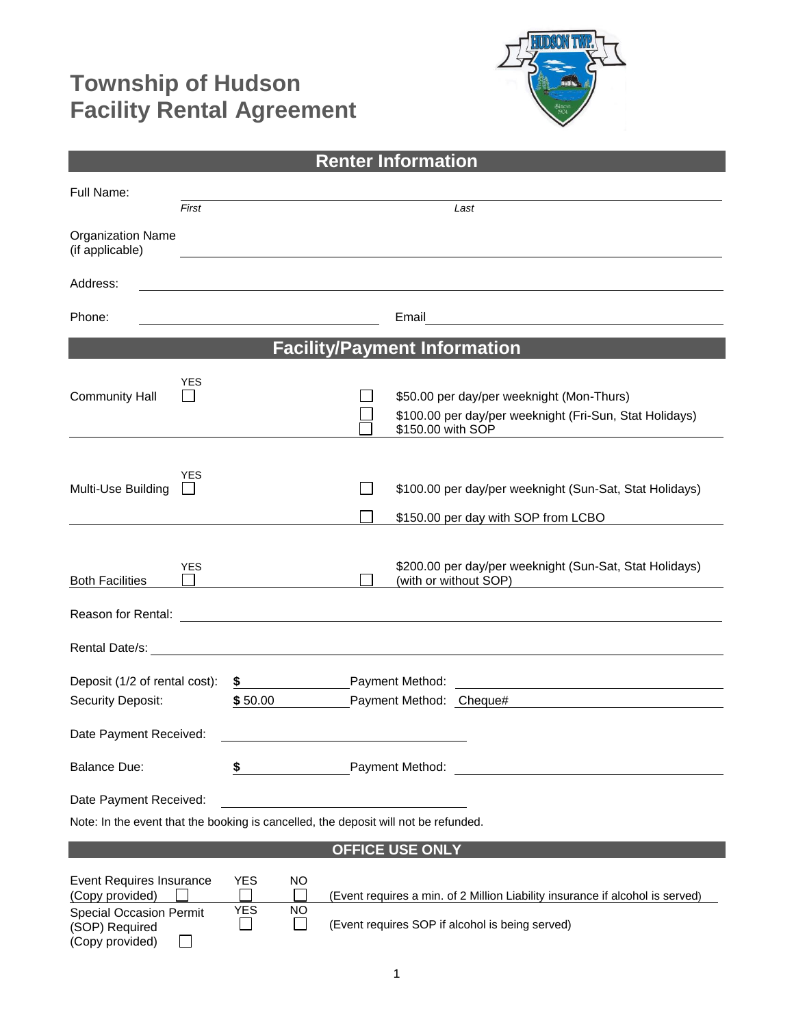# Township of Hudson
# Facility Rental Agreement

## Renter Information

Full Name: ______________________ ______________________
*First* *Last*

Organization Name (if applicable) ______________________

Address: ______________________

Phone: ______________________ Email ______________________

## Facility/Payment Information

| Facility | YES | | Rate |
|---|---|---|---|
| Community Hall | ☐ | ☐ | $50.00 per day/per weeknight (Mon-Thurs) |
| | | ☐ | $100.00 per day/per weeknight (Fri-Sun, Stat Holidays) |
| | | ☐ | $150.00 with SOP |
| Multi-Use Building | ☐ | ☐ | $100.00 per day/per weeknight (Sun-Sat, Stat Holidays) |
| | | ☐ | $150.00 per day with SOP from LCBO |
| Both Facilities | ☐ | ☐ | $200.00 per day/per weeknight (Sun-Sat, Stat Holidays) (with or without SOP) |

Reason for Rental: ______________________

Rental Date/s: ______________________

Deposit (1/2 of rental cost): **$** __________ Payment Method: ______________________

Security Deposit: **$** 50.00 Payment Method: Cheque# ______________________

Date Payment Received: ______________________

Balance Due: **$** __________ Payment Method: ______________________

Date Payment Received: ______________________

Note: In the event that the booking is cancelled, the deposit will not be refunded.

## OFFICE USE ONLY

| | YES | NO | |
|---|---|---|---|
| Event Requires Insurance (Copy provided) ☐ | ☐ | ☐ | (Event requires a min. of 2 Million Liability insurance if alcohol is served) |
| Special Occasion Permit (SOP) Required (Copy provided) ☐ | ☐ | ☐ | (Event requires SOP if alcohol is being served) |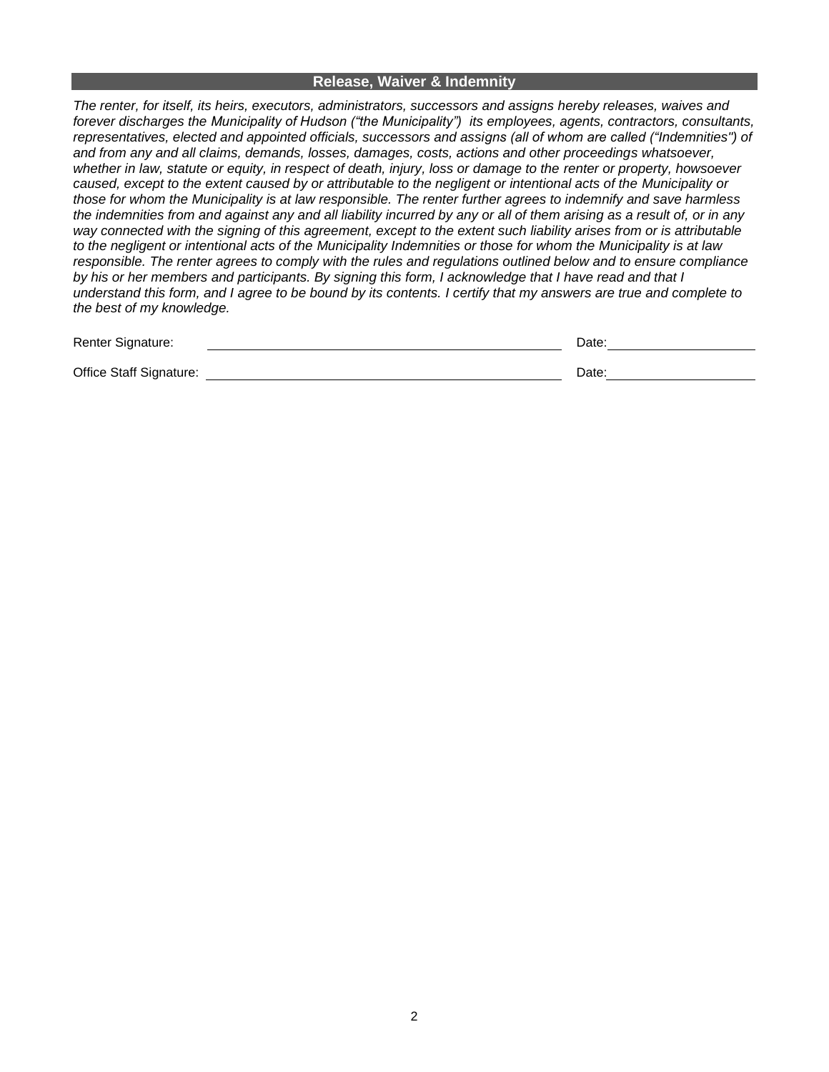## Release, Waiver & Indemnity

*The renter, for itself, its heirs, executors, administrators, successors and assigns hereby releases, waives and forever discharges the Municipality of Hudson ("the Municipality") its employees, agents, contractors, consultants, representatives, elected and appointed officials, successors and assigns (all of whom are called ("Indemnities") of and from any and all claims, demands, losses, damages, costs, actions and other proceedings whatsoever, whether in law, statute or equity, in respect of death, injury, loss or damage to the renter or property, howsoever caused, except to the extent caused by or attributable to the negligent or intentional acts of the Municipality or those for whom the Municipality is at law responsible. The renter further agrees to indemnify and save harmless the indemnities from and against any and all liability incurred by any or all of them arising as a result of, or in any way connected with the signing of this agreement, except to the extent such liability arises from or is attributable to the negligent or intentional acts of the Municipality Indemnities or those for whom the Municipality is at law responsible. The renter agrees to comply with the rules and regulations outlined below and to ensure compliance by his or her members and participants. By signing this form, I acknowledge that I have read and that I understand this form, and I agree to be bound by its contents. I certify that my answers are true and complete to the best of my knowledge.*

Renter Signature: ______________________________ Date: ______________

Office Staff Signature: ______________________________ Date: ______________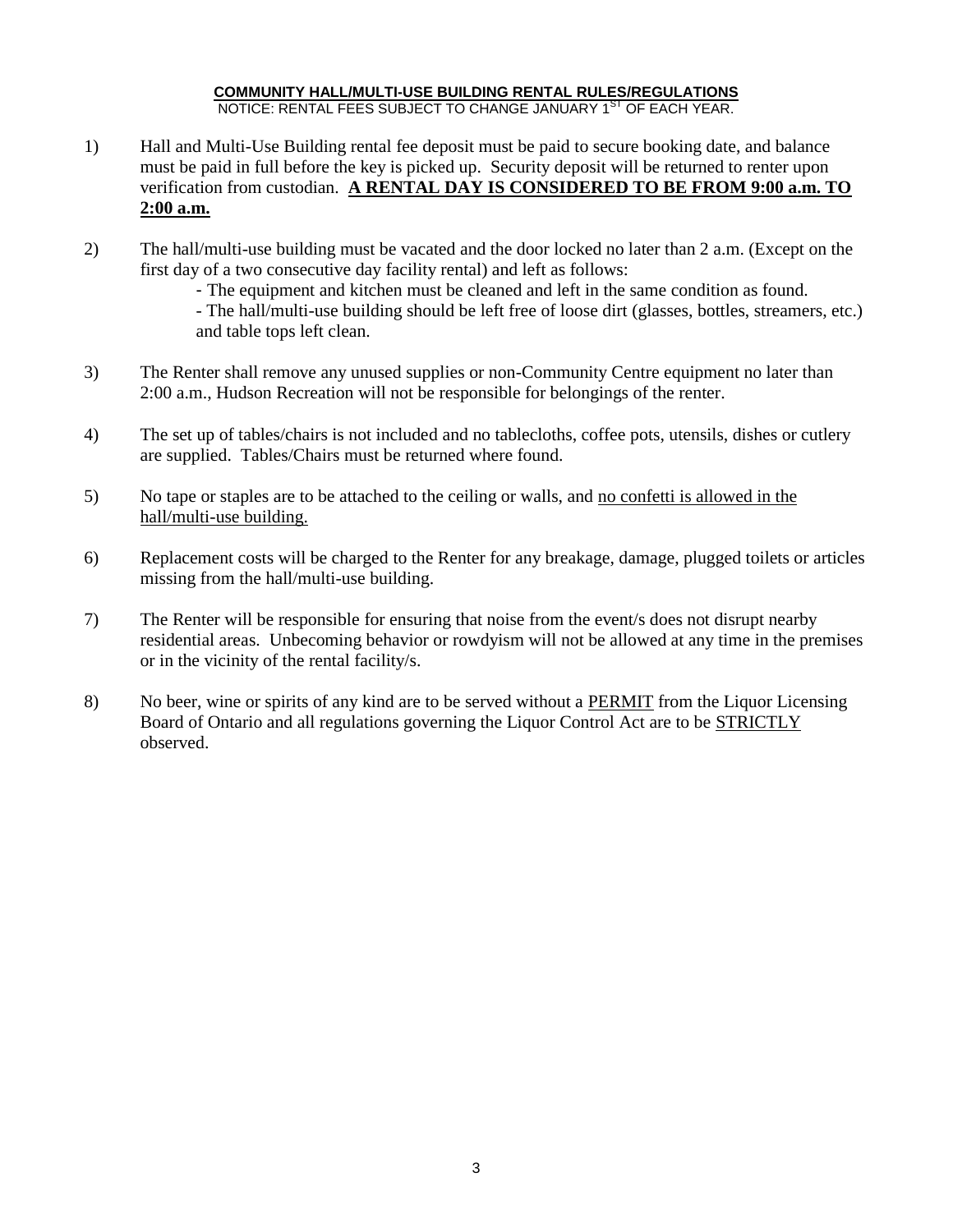**COMMUNITY HALL/MULTI-USE BUILDING RENTAL RULES/REGULATIONS**

NOTICE: RENTAL FEES SUBJECT TO CHANGE JANUARY 1ST OF EACH YEAR.

1) Hall and Multi-Use Building rental fee deposit must be paid to secure booking date, and balance must be paid in full before the key is picked up. Security deposit will be returned to renter upon verification from custodian. **A RENTAL DAY IS CONSIDERED TO BE FROM 9:00 a.m. TO 2:00 a.m.**

2) The hall/multi-use building must be vacated and the door locked no later than 2 a.m. (Except on the first day of a two consecutive day facility rental) and left as follows:
   - The equipment and kitchen must be cleaned and left in the same condition as found.
   - The hall/multi-use building should be left free of loose dirt (glasses, bottles, streamers, etc.) and table tops left clean.

3) The Renter shall remove any unused supplies or non-Community Centre equipment no later than 2:00 a.m., Hudson Recreation will not be responsible for belongings of the renter.

4) The set up of tables/chairs is not included and no tablecloths, coffee pots, utensils, dishes or cutlery are supplied. Tables/Chairs must be returned where found.

5) No tape or staples are to be attached to the ceiling or walls, and no confetti is allowed in the hall/multi-use building.

6) Replacement costs will be charged to the Renter for any breakage, damage, plugged toilets or articles missing from the hall/multi-use building.

7) The Renter will be responsible for ensuring that noise from the event/s does not disrupt nearby residential areas. Unbecoming behavior or rowdyism will not be allowed at any time in the premises or in the vicinity of the rental facility/s.

8) No beer, wine or spirits of any kind are to be served without a PERMIT from the Liquor Licensing Board of Ontario and all regulations governing the Liquor Control Act are to be STRICTLY observed.